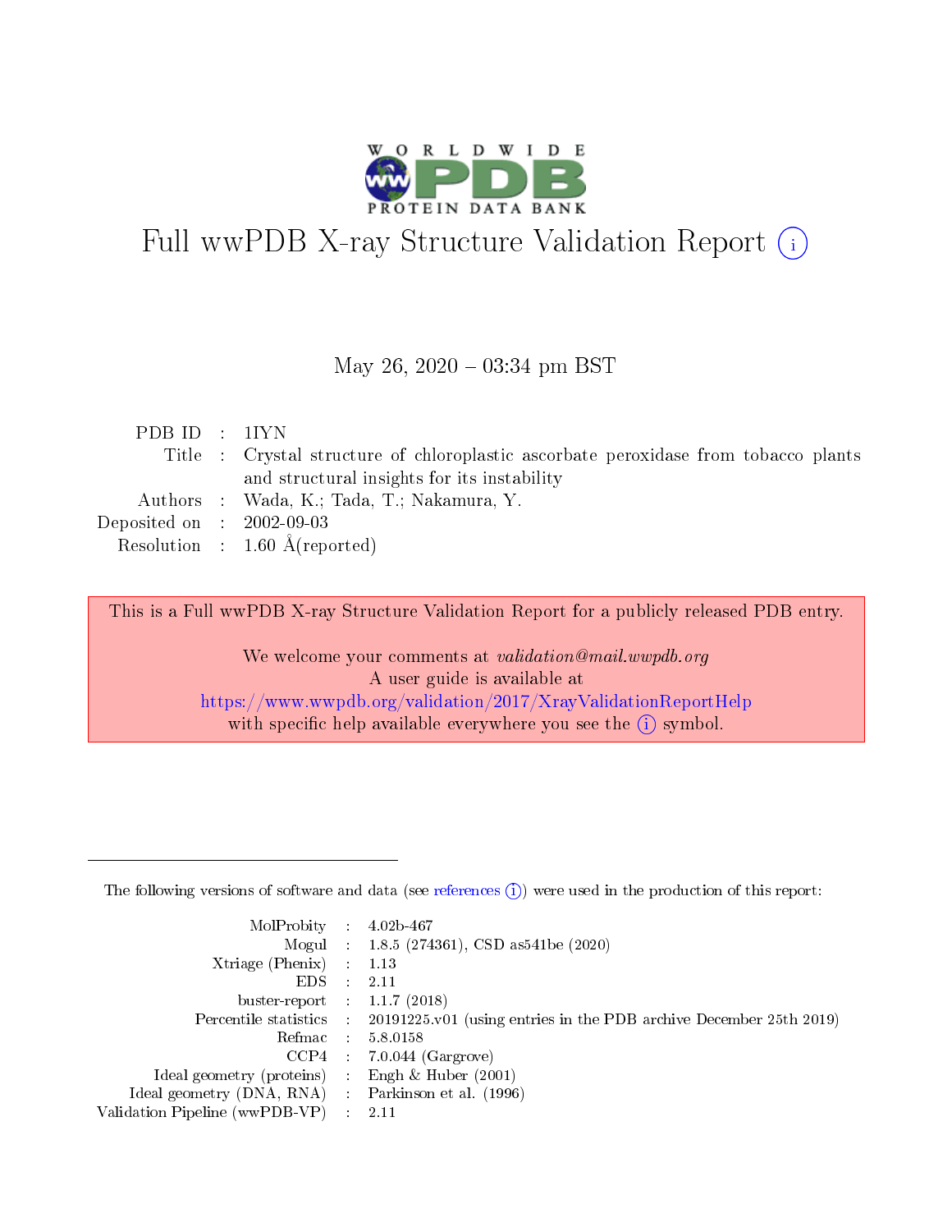# Full wwPDB X-ray Structure Validation Report (i)

May 26, 2020 – 03:34 pm BST

| | | |
|---|---|---|
| PDB ID | : | 1IYN |
| Title | : | Crystal structure of chloroplastic ascorbate peroxidase from tobacco plants and structural insights for its instability |
| Authors | : | Wada, K.; Tada, T.; Nakamura, Y. |
| Deposited on | : | 2002-09-03 |
| Resolution | : | 1.60 Å(reported) |

This is a Full wwPDB X-ray Structure Validation Report for a publicly released PDB entry.

We welcome your comments at *validation@mail.wwpdb.org*
A user guide is available at
https://www.wwpdb.org/validation/2017/XrayValidationReportHelp
with specific help available everywhere you see the (i) symbol.

---

The following versions of software and data (see references (i)) were used in the production of this report:

| | | |
|---|---|---|
| MolProbity | : | 4.02b-467 |
| Mogul | : | 1.8.5 (274361), CSD as541be (2020) |
| Xtriage (Phenix) | : | 1.13 |
| EDS | : | 2.11 |
| buster-report | : | 1.1.7 (2018) |
| Percentile statistics | : | 20191225.v01 (using entries in the PDB archive December 25th 2019) |
| Refmac | : | 5.8.0158 |
| CCP4 | : | 7.0.044 (Gargrove) |
| Ideal geometry (proteins) | : | Engh & Huber (2001) |
| Ideal geometry (DNA, RNA) | : | Parkinson et al. (1996) |
| Validation Pipeline (wwPDB-VP) | : | 2.11 |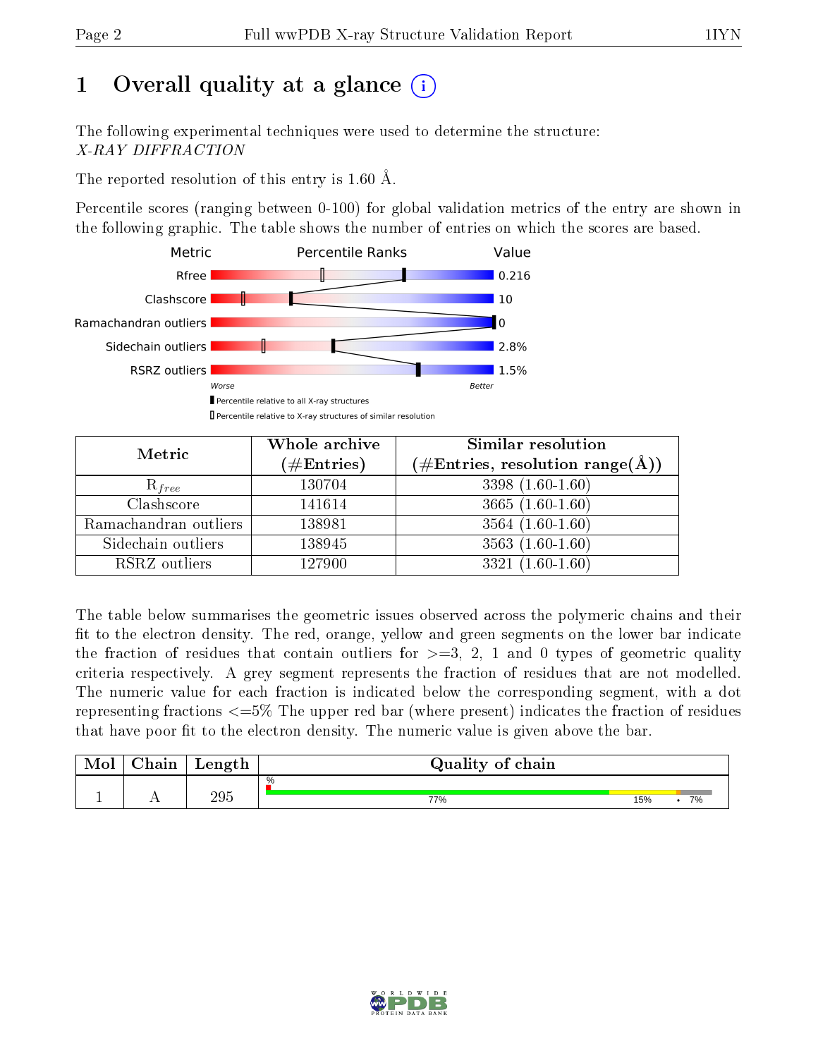# 1 Overall quality at a glance (i)

The following experimental techniques were used to determine the structure:
*X-RAY DIFFRACTION*

The reported resolution of this entry is 1.60 Å.

Percentile scores (ranging between 0-100) for global validation metrics of the entry are shown in the following graphic. The table shows the number of entries on which the scores are based.

| Metric | Value |
|---|---|
| Rfree | 0.216 |
| Clashscore | 10 |
| Ramachandran outliers | 0 |
| Sidechain outliers | 2.8% |
| RSRZ outliers | 1.5% |

Worse — Better

▮ Percentile relative to all X-ray structures
▯ Percentile relative to X-ray structures of similar resolution

| Metric | Whole archive (#Entries) | Similar resolution (#Entries, resolution range(Å)) |
|---|---|---|
| $R_{free}$ | 130704 | 3398 (1.60-1.60) |
| Clashscore | 141614 | 3665 (1.60-1.60) |
| Ramachandran outliers | 138981 | 3564 (1.60-1.60) |
| Sidechain outliers | 138945 | 3563 (1.60-1.60) |
| RSRZ outliers | 127900 | 3321 (1.60-1.60) |

The table below summarises the geometric issues observed across the polymeric chains and their fit to the electron density. The red, orange, yellow and green segments on the lower bar indicate the fraction of residues that contain outliers for >=3, 2, 1 and 0 types of geometric quality criteria respectively. A grey segment represents the fraction of residues that are not modelled. The numeric value for each fraction is indicated below the corresponding segment, with a dot representing fractions <=5% The upper red bar (where present) indicates the fraction of residues that have poor fit to the electron density. The numeric value is given above the bar.

| Mol | Chain | Length | Quality of chain |
|---|---|---|---|
| 1 | A | 295 | % 77% 15% • 7% |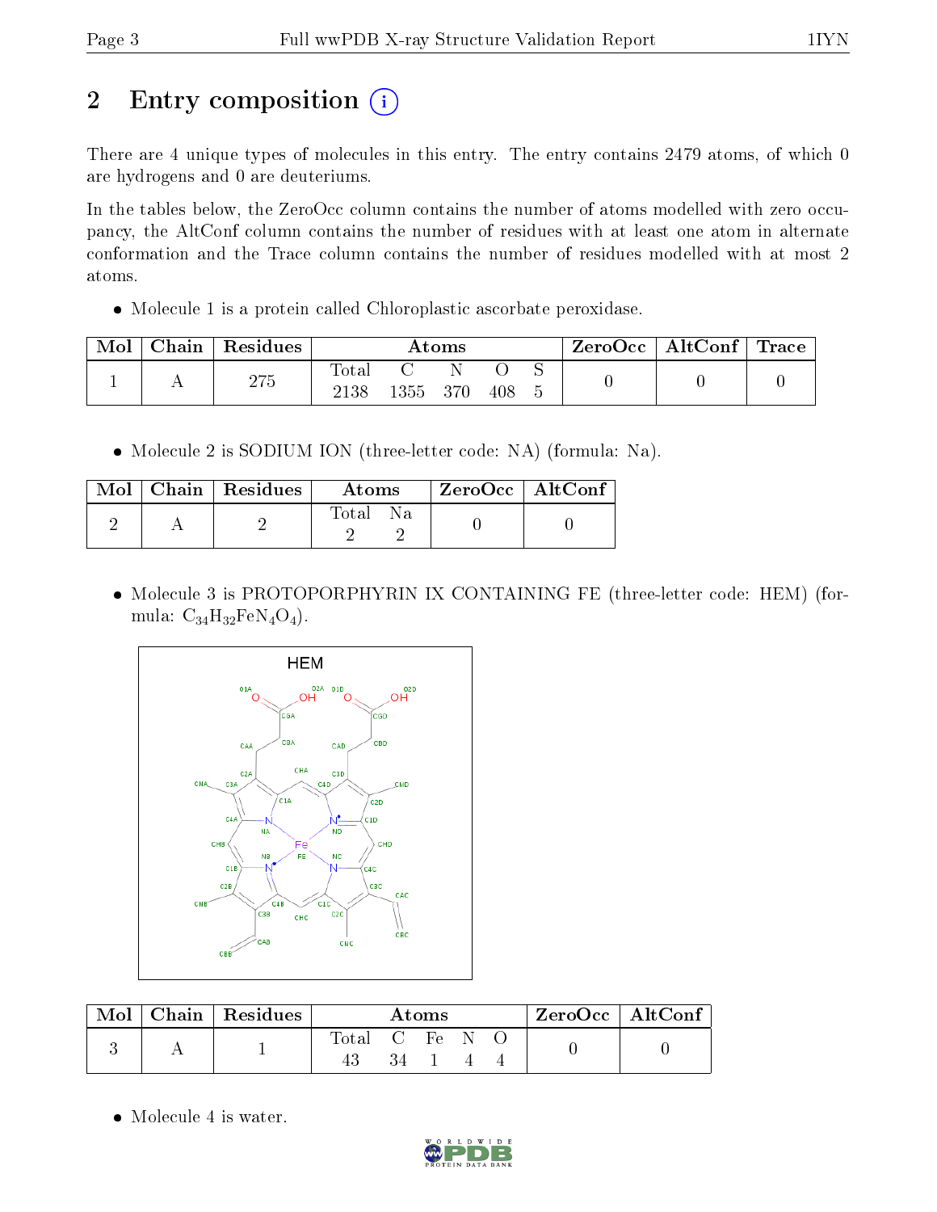# 2 Entry composition

There are 4 unique types of molecules in this entry. The entry contains 2479 atoms, of which 0 are hydrogens and 0 are deuteriums.

In the tables below, the ZeroOcc column contains the number of atoms modelled with zero occupancy, the AltConf column contains the number of residues with at least one atom in alternate conformation and the Trace column contains the number of residues modelled with at most 2 atoms.

- Molecule 1 is a protein called Chloroplastic ascorbate peroxidase.

| Mol | Chain | Residues | Atoms | | | | | ZeroOcc | AltConf | Trace |
|---|---|---|---|---|---|---|---|---|---|---|
| 1 | A | 275 | Total | C | N | O | S | 0 | 0 | 0 |
| | | | 2138 | 1355 | 370 | 408 | 5 | | | |

- Molecule 2 is SODIUM ION (three-letter code: NA) (formula: Na).

| Mol | Chain | Residues | Atoms | | ZeroOcc | AltConf |
|---|---|---|---|---|---|---|
| 2 | A | 2 | Total | Na | 0 | 0 |
| | | | 2 | 2 | | |

- Molecule 3 is PROTOPORPHYRIN IX CONTAINING FE (three-letter code: HEM) (formula: $C_{34}H_{32}FeN_4O_4$).

| Mol | Chain | Residues | Atoms | | | | | ZeroOcc | AltConf |
|---|---|---|---|---|---|---|---|---|---|
| 3 | A | 1 | Total | C | Fe | N | O | 0 | 0 |
| | | | 43 | 34 | 1 | 4 | 4 | | |

- Molecule 4 is water.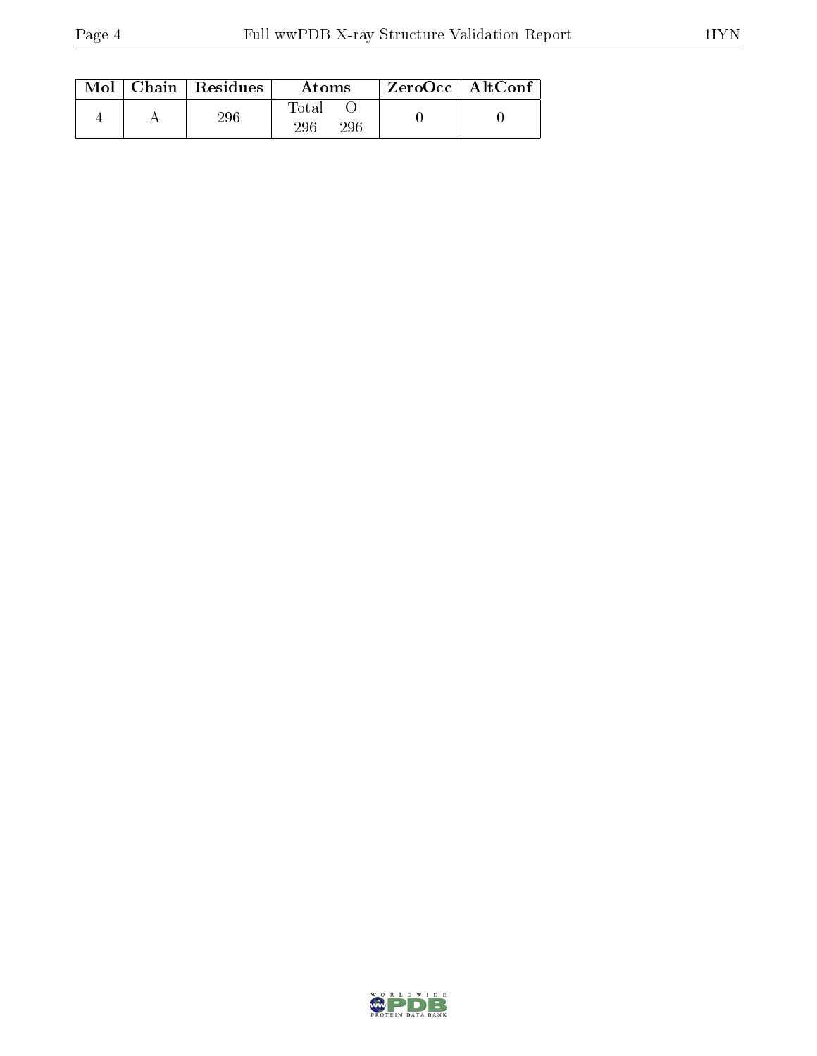| Mol | Chain | Residues | Atoms | | ZeroOcc | AltConf |
|---|---|---|---|---|---|---|
| | | | Total | O | | |
| 4 | A | 296 | 296 | 296 | 0 | 0 |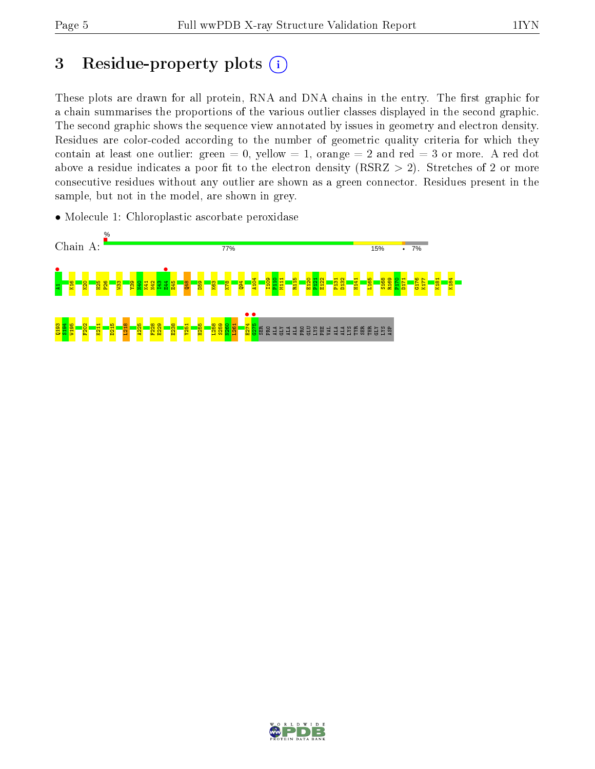# 3 Residue-property plots

These plots are drawn for all protein, RNA and DNA chains in the entry. The first graphic for a chain summarises the proportions of the various outlier classes displayed in the second graphic. The second graphic shows the sequence view annotated by issues in geometry and electron density. Residues are color-coded according to the number of geometric quality criteria for which they contain at least one outlier: green = 0, yellow = 1, orange = 2 and red = 3 or more. A red dot above a residue indicates a poor fit to the electron density (RSRZ > 2). Stretches of 2 or more consecutive residues without any outlier are shown as a green connector. Residues present in the sample, but not in the model, are shown in grey.

- Molecule 1: Chloroplastic ascorbate peroxidase

Chain A: % | 77% | 15% | • | 7%

A1 K16 K20 H25 P26 W33 Y39 N40 K41 N42 I43 E44 E45 Q48 D59 K63 K78 Q94 A104 I109 P110 M111 R115 E120 P121 E122 P131 D132 H141 L165 S168 R169 P170 D171 G176 K177 K181 K184

Q193 S194 W195 F202 K211 D215 L218 A225 F228 E229 E238 Y251 H255 L258 S259 N260 L261 E274 G275 SER PRO ALA GLY ALA ALA PRO GLU LYS PHE VAL ALA ALA LYS TYR SER THR GLY LYS ASP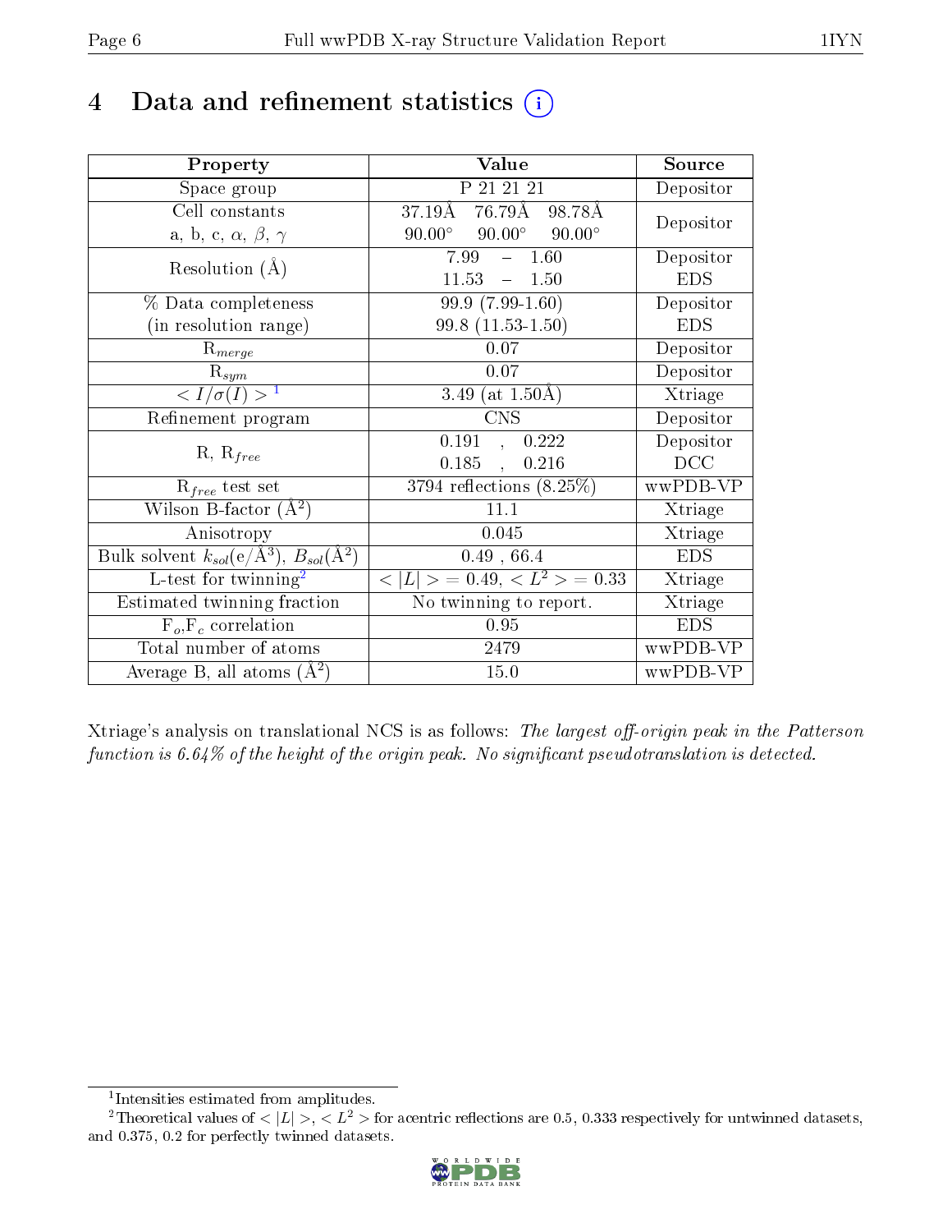# 4 Data and refinement statistics (i)

| Property | Value | Source |
|---|---|---|
| Space group | P 21 21 21 | Depositor |
| Cell constants<br>a, b, c, $\alpha$, $\beta$, $\gamma$ | 37.19Å 76.79Å 98.78Å<br>90.00° 90.00° 90.00° | Depositor |
| Resolution (Å) | 7.99 – 1.60<br>11.53 – 1.50 | Depositor<br>EDS |
| % Data completeness<br>(in resolution range) | 99.9 (7.99-1.60)<br>99.8 (11.53-1.50) | Depositor<br>EDS |
| $R_{merge}$ | 0.07 | Depositor |
| $R_{sym}$ | 0.07 | Depositor |
| $< I/\sigma(I) >$ [1] | 3.49 (at 1.50Å) | Xtriage |
| Refinement program | CNS | Depositor |
| R, $R_{free}$ | 0.191 , 0.222<br>0.185 , 0.216 | Depositor<br>DCC |
| $R_{free}$ test set | 3794 reflections (8.25%) | wwPDB-VP |
| Wilson B-factor (Å$^2$) | 11.1 | Xtriage |
| Anisotropy | 0.045 | Xtriage |
| Bulk solvent $k_{sol}$(e/Å$^3$), $B_{sol}$(Å$^2$) | 0.49 , 66.4 | EDS |
| L-test for twinning[2] | $< \|L\| >$ = 0.49, $< L^2 >$ = 0.33 | Xtriage |
| Estimated twinning fraction | No twinning to report. | Xtriage |
| $F_o$,$F_c$ correlation | 0.95 | EDS |
| Total number of atoms | 2479 | wwPDB-VP |
| Average B, all atoms (Å$^2$) | 15.0 | wwPDB-VP |

Xtriage's analysis on translational NCS is as follows: *The largest off-origin peak in the Patterson function is 6.64% of the height of the origin peak. No significant pseudotranslation is detected.*

[1] Intensities estimated from amplitudes.

[2] Theoretical values of $< |L| >$, $< L^2 >$ for acentric reflections are 0.5, 0.333 respectively for untwinned datasets, and 0.375, 0.2 for perfectly twinned datasets.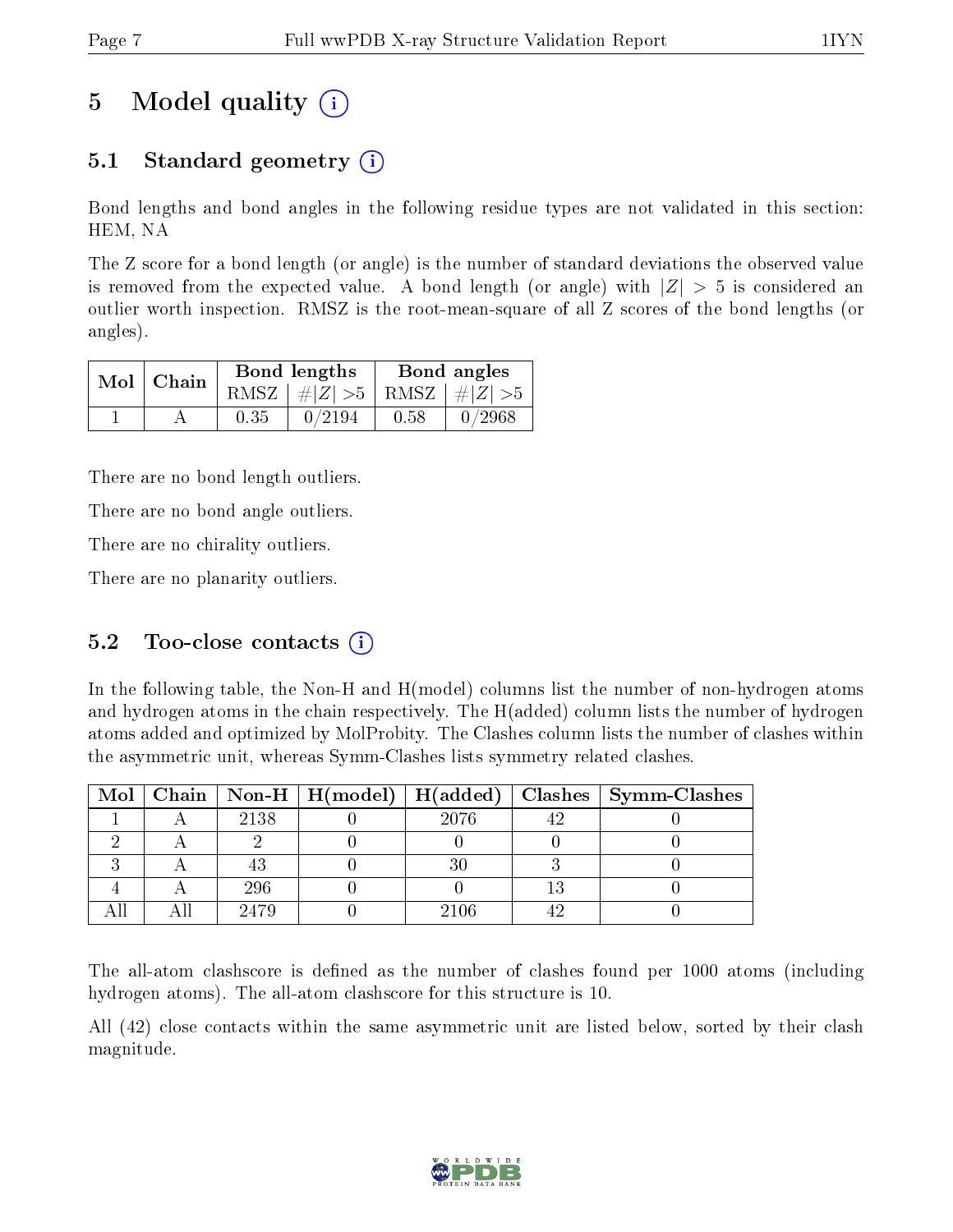# 5 Model quality (i)

## 5.1 Standard geometry (i)

Bond lengths and bond angles in the following residue types are not validated in this section: HEM, NA

The Z score for a bond length (or angle) is the number of standard deviations the observed value is removed from the expected value. A bond length (or angle) with $|Z| > 5$ is considered an outlier worth inspection. RMSZ is the root-mean-square of all Z scores of the bond lengths (or angles).

| Mol | Chain | Bond lengths | | Bond angles | |
|---|---|---|---|---|---|
| | | RMSZ | $\#\|Z\| > 5$ | RMSZ | $\#\|Z\| > 5$ |
| 1 | A | 0.35 | 0/2194 | 0.58 | 0/2968 |

There are no bond length outliers.

There are no bond angle outliers.

There are no chirality outliers.

There are no planarity outliers.

## 5.2 Too-close contacts (i)

In the following table, the Non-H and H(model) columns list the number of non-hydrogen atoms and hydrogen atoms in the chain respectively. The H(added) column lists the number of hydrogen atoms added and optimized by MolProbity. The Clashes column lists the number of clashes within the asymmetric unit, whereas Symm-Clashes lists symmetry related clashes.

| Mol | Chain | Non-H | H(model) | H(added) | Clashes | Symm-Clashes |
|---|---|---|---|---|---|---|
| 1 | A | 2138 | 0 | 2076 | 42 | 0 |
| 2 | A | 2 | 0 | 0 | 0 | 0 |
| 3 | A | 43 | 0 | 30 | 3 | 0 |
| 4 | A | 296 | 0 | 0 | 13 | 0 |
| All | All | 2479 | 0 | 2106 | 42 | 0 |

The all-atom clashscore is defined as the number of clashes found per 1000 atoms (including hydrogen atoms). The all-atom clashscore for this structure is 10.

All (42) close contacts within the same asymmetric unit are listed below, sorted by their clash magnitude.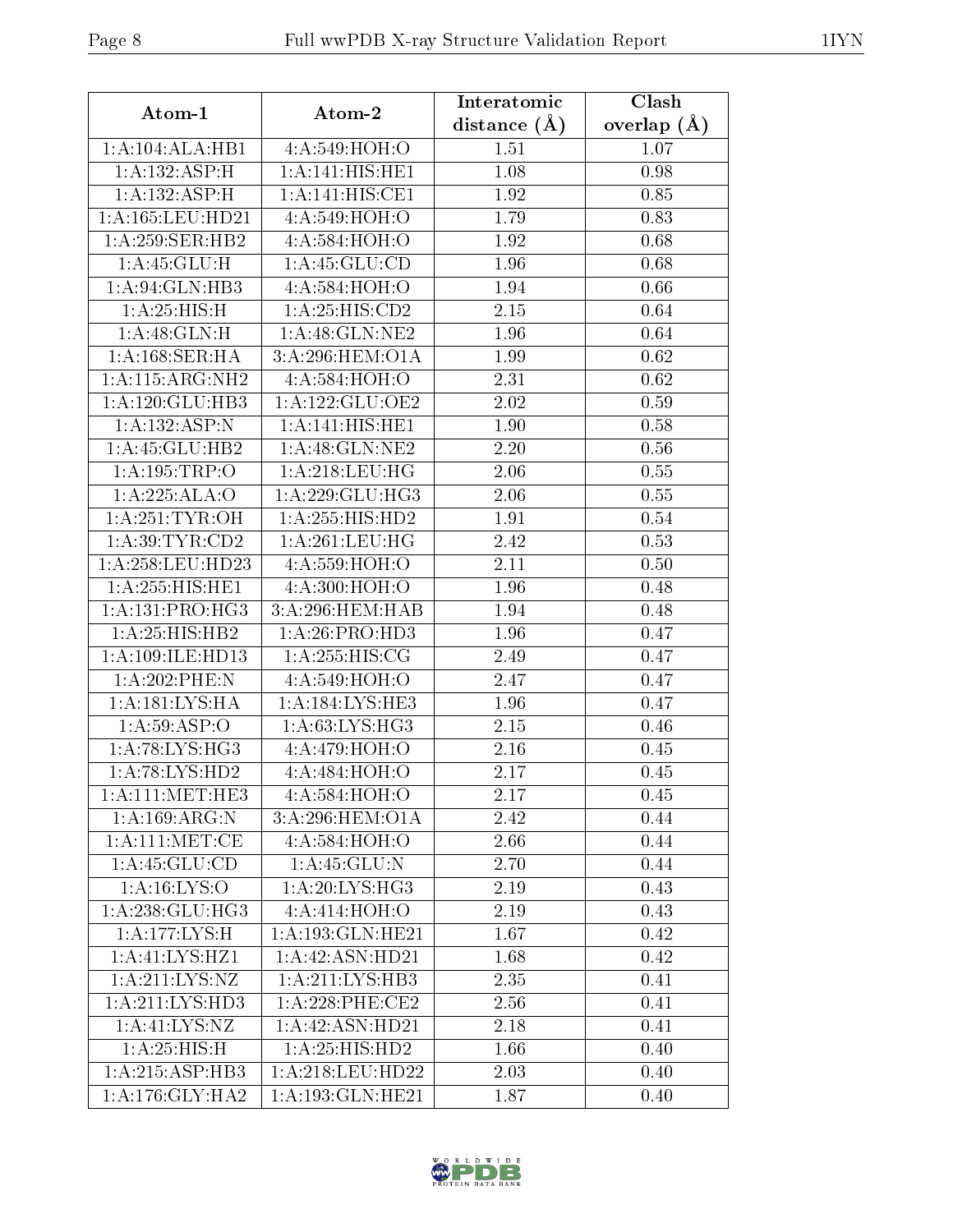| Atom-1 | Atom-2 | Interatomic distance (Å) | Clash overlap (Å) |
|---|---|---|---|
| 1:A:104:ALA:HB1 | 4:A:549:HOH:O | 1.51 | 1.07 |
| 1:A:132:ASP:H | 1:A:141:HIS:HE1 | 1.08 | 0.98 |
| 1:A:132:ASP:H | 1:A:141:HIS:CE1 | 1.92 | 0.85 |
| 1:A:165:LEU:HD21 | 4:A:549:HOH:O | 1.79 | 0.83 |
| 1:A:259:SER:HB2 | 4:A:584:HOH:O | 1.92 | 0.68 |
| 1:A:45:GLU:H | 1:A:45:GLU:CD | 1.96 | 0.68 |
| 1:A:94:GLN:HB3 | 4:A:584:HOH:O | 1.94 | 0.66 |
| 1:A:25:HIS:H | 1:A:25:HIS:CD2 | 2.15 | 0.64 |
| 1:A:48:GLN:H | 1:A:48:GLN:NE2 | 1.96 | 0.64 |
| 1:A:168:SER:HA | 3:A:296:HEM:O1A | 1.99 | 0.62 |
| 1:A:115:ARG:NH2 | 4:A:584:HOH:O | 2.31 | 0.62 |
| 1:A:120:GLU:HB3 | 1:A:122:GLU:OE2 | 2.02 | 0.59 |
| 1:A:132:ASP:N | 1:A:141:HIS:HE1 | 1.90 | 0.58 |
| 1:A:45:GLU:HB2 | 1:A:48:GLN:NE2 | 2.20 | 0.56 |
| 1:A:195:TRP:O | 1:A:218:LEU:HG | 2.06 | 0.55 |
| 1:A:225:ALA:O | 1:A:229:GLU:HG3 | 2.06 | 0.55 |
| 1:A:251:TYR:OH | 1:A:255:HIS:HD2 | 1.91 | 0.54 |
| 1:A:39:TYR:CD2 | 1:A:261:LEU:HG | 2.42 | 0.53 |
| 1:A:258:LEU:HD23 | 4:A:559:HOH:O | 2.11 | 0.50 |
| 1:A:255:HIS:HE1 | 4:A:300:HOH:O | 1.96 | 0.48 |
| 1:A:131:PRO:HG3 | 3:A:296:HEM:HAB | 1.94 | 0.48 |
| 1:A:25:HIS:HB2 | 1:A:26:PRO:HD3 | 1.96 | 0.47 |
| 1:A:109:ILE:HD13 | 1:A:255:HIS:CG | 2.49 | 0.47 |
| 1:A:202:PHE:N | 4:A:549:HOH:O | 2.47 | 0.47 |
| 1:A:181:LYS:HA | 1:A:184:LYS:HE3 | 1.96 | 0.47 |
| 1:A:59:ASP:O | 1:A:63:LYS:HG3 | 2.15 | 0.46 |
| 1:A:78:LYS:HG3 | 4:A:479:HOH:O | 2.16 | 0.45 |
| 1:A:78:LYS:HD2 | 4:A:484:HOH:O | 2.17 | 0.45 |
| 1:A:111:MET:HE3 | 4:A:584:HOH:O | 2.17 | 0.45 |
| 1:A:169:ARG:N | 3:A:296:HEM:O1A | 2.42 | 0.44 |
| 1:A:111:MET:CE | 4:A:584:HOH:O | 2.66 | 0.44 |
| 1:A:45:GLU:CD | 1:A:45:GLU:N | 2.70 | 0.44 |
| 1:A:16:LYS:O | 1:A:20:LYS:HG3 | 2.19 | 0.43 |
| 1:A:238:GLU:HG3 | 4:A:414:HOH:O | 2.19 | 0.43 |
| 1:A:177:LYS:H | 1:A:193:GLN:HE21 | 1.67 | 0.42 |
| 1:A:41:LYS:HZ1 | 1:A:42:ASN:HD21 | 1.68 | 0.42 |
| 1:A:211:LYS:NZ | 1:A:211:LYS:HB3 | 2.35 | 0.41 |
| 1:A:211:LYS:HD3 | 1:A:228:PHE:CE2 | 2.56 | 0.41 |
| 1:A:41:LYS:NZ | 1:A:42:ASN:HD21 | 2.18 | 0.41 |
| 1:A:25:HIS:H | 1:A:25:HIS:HD2 | 1.66 | 0.40 |
| 1:A:215:ASP:HB3 | 1:A:218:LEU:HD22 | 2.03 | 0.40 |
| 1:A:176:GLY:HA2 | 1:A:193:GLN:HE21 | 1.87 | 0.40 |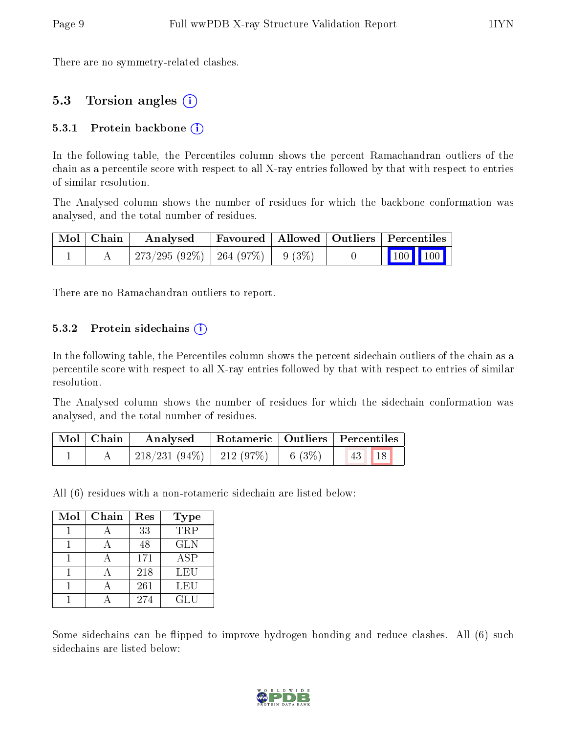There are no symmetry-related clashes.

## 5.3 Torsion angles

### 5.3.1 Protein backbone

In the following table, the Percentiles column shows the percent Ramachandran outliers of the chain as a percentile score with respect to all X-ray entries followed by that with respect to entries of similar resolution.

The Analysed column shows the number of residues for which the backbone conformation was analysed, and the total number of residues.

| Mol | Chain | Analysed | Favoured | Allowed | Outliers | Percentiles | |
|---|---|---|---|---|---|---|---|
| 1 | A | 273/295 (92%) | 264 (97%) | 9 (3%) | 0 | 100 | 100 |

There are no Ramachandran outliers to report.

### 5.3.2 Protein sidechains

In the following table, the Percentiles column shows the percent sidechain outliers of the chain as a percentile score with respect to all X-ray entries followed by that with respect to entries of similar resolution.

The Analysed column shows the number of residues for which the sidechain conformation was analysed, and the total number of residues.

| Mol | Chain | Analysed | Rotameric | Outliers | Percentiles | |
|---|---|---|---|---|---|---|
| 1 | A | 218/231 (94%) | 212 (97%) | 6 (3%) | 43 | 18 |

All (6) residues with a non-rotameric sidechain are listed below:

| Mol | Chain | Res | Type |
|---|---|---|---|
| 1 | A | 33 | TRP |
| 1 | A | 48 | GLN |
| 1 | A | 171 | ASP |
| 1 | A | 218 | LEU |
| 1 | A | 261 | LEU |
| 1 | A | 274 | GLU |

Some sidechains can be flipped to improve hydrogen bonding and reduce clashes. All (6) such sidechains are listed below: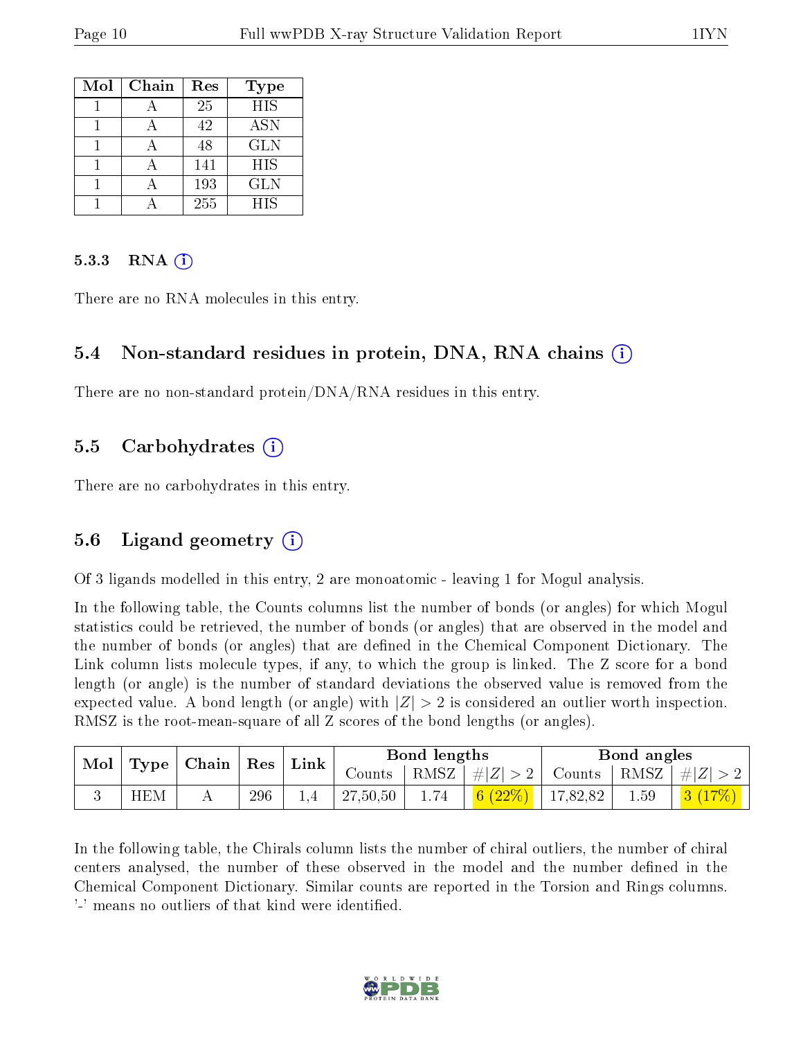| Mol | Chain | Res | Type |
|---|---|---|---|
| 1 | A | 25 | HIS |
| 1 | A | 42 | ASN |
| 1 | A | 48 | GLN |
| 1 | A | 141 | HIS |
| 1 | A | 193 | GLN |
| 1 | A | 255 | HIS |

#### 5.3.3 RNA (i)

There are no RNA molecules in this entry.

### 5.4 Non-standard residues in protein, DNA, RNA chains (i)

There are no non-standard protein/DNA/RNA residues in this entry.

### 5.5 Carbohydrates (i)

There are no carbohydrates in this entry.

### 5.6 Ligand geometry (i)

Of 3 ligands modelled in this entry, 2 are monoatomic - leaving 1 for Mogul analysis.

In the following table, the Counts columns list the number of bonds (or angles) for which Mogul statistics could be retrieved, the number of bonds (or angles) that are observed in the model and the number of bonds (or angles) that are defined in the Chemical Component Dictionary. The Link column lists molecule types, if any, to which the group is linked. The Z score for a bond length (or angle) is the number of standard deviations the observed value is removed from the expected value. A bond length (or angle) with $|Z| > 2$ is considered an outlier worth inspection. RMSZ is the root-mean-square of all Z scores of the bond lengths (or angles).

| Mol | Type | Chain | Res | Link | Bond lengths | | | Bond angles | | |
|---|---|---|---|---|---|---|---|---|---|---|
| | | | | | Counts | RMSZ | $\#\|Z\| > 2$ | Counts | RMSZ | $\#\|Z\| > 2$ |
| 3 | HEM | A | 296 | 1,4 | 27,50,50 | 1.74 | 6 (22%) | 17,82,82 | 1.59 | 3 (17%) |

In the following table, the Chirals column lists the number of chiral outliers, the number of chiral centers analysed, the number of these observed in the model and the number defined in the Chemical Component Dictionary. Similar counts are reported in the Torsion and Rings columns. '-' means no outliers of that kind were identified.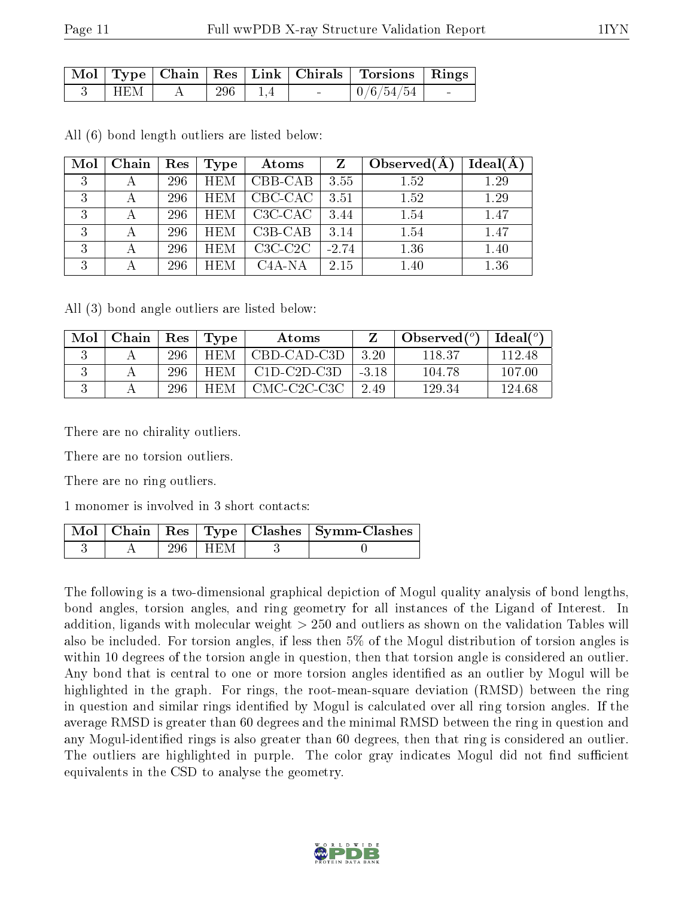| Mol | Type | Chain | Res | Link | Chirals | Torsions | Rings |
|---|---|---|---|---|---|---|---|
| 3 | HEM | A | 296 | 1,4 | - | 0/6/54/54 | - |

All (6) bond length outliers are listed below:

| Mol | Chain | Res | Type | Atoms | Z | Observed(Å) | Ideal(Å) |
|---|---|---|---|---|---|---|---|
| 3 | A | 296 | HEM | CBB-CAB | 3.55 | 1.52 | 1.29 |
| 3 | A | 296 | HEM | CBC-CAC | 3.51 | 1.52 | 1.29 |
| 3 | A | 296 | HEM | C3C-CAC | 3.44 | 1.54 | 1.47 |
| 3 | A | 296 | HEM | C3B-CAB | 3.14 | 1.54 | 1.47 |
| 3 | A | 296 | HEM | C3C-C2C | -2.74 | 1.36 | 1.40 |
| 3 | A | 296 | HEM | C4A-NA | 2.15 | 1.40 | 1.36 |

All (3) bond angle outliers are listed below:

| Mol | Chain | Res | Type | Atoms | Z | Observed(°) | Ideal(°) |
|---|---|---|---|---|---|---|---|
| 3 | A | 296 | HEM | CBD-CAD-C3D | 3.20 | 118.37 | 112.48 |
| 3 | A | 296 | HEM | C1D-C2D-C3D | -3.18 | 104.78 | 107.00 |
| 3 | A | 296 | HEM | CMC-C2C-C3C | 2.49 | 129.34 | 124.68 |

There are no chirality outliers.

There are no torsion outliers.

There are no ring outliers.

1 monomer is involved in 3 short contacts:

| Mol | Chain | Res | Type | Clashes | Symm-Clashes |
|---|---|---|---|---|---|
| 3 | A | 296 | HEM | 3 | 0 |

The following is a two-dimensional graphical depiction of Mogul quality analysis of bond lengths, bond angles, torsion angles, and ring geometry for all instances of the Ligand of Interest. In addition, ligands with molecular weight > 250 and outliers as shown on the validation Tables will also be included. For torsion angles, if less then 5% of the Mogul distribution of torsion angles is within 10 degrees of the torsion angle in question, then that torsion angle is considered an outlier. Any bond that is central to one or more torsion angles identified as an outlier by Mogul will be highlighted in the graph. For rings, the root-mean-square deviation (RMSD) between the ring in question and similar rings identified by Mogul is calculated over all ring torsion angles. If the average RMSD is greater than 60 degrees and the minimal RMSD between the ring in question and any Mogul-identified rings is also greater than 60 degrees, then that ring is considered an outlier. The outliers are highlighted in purple. The color gray indicates Mogul did not find sufficient equivalents in the CSD to analyse the geometry.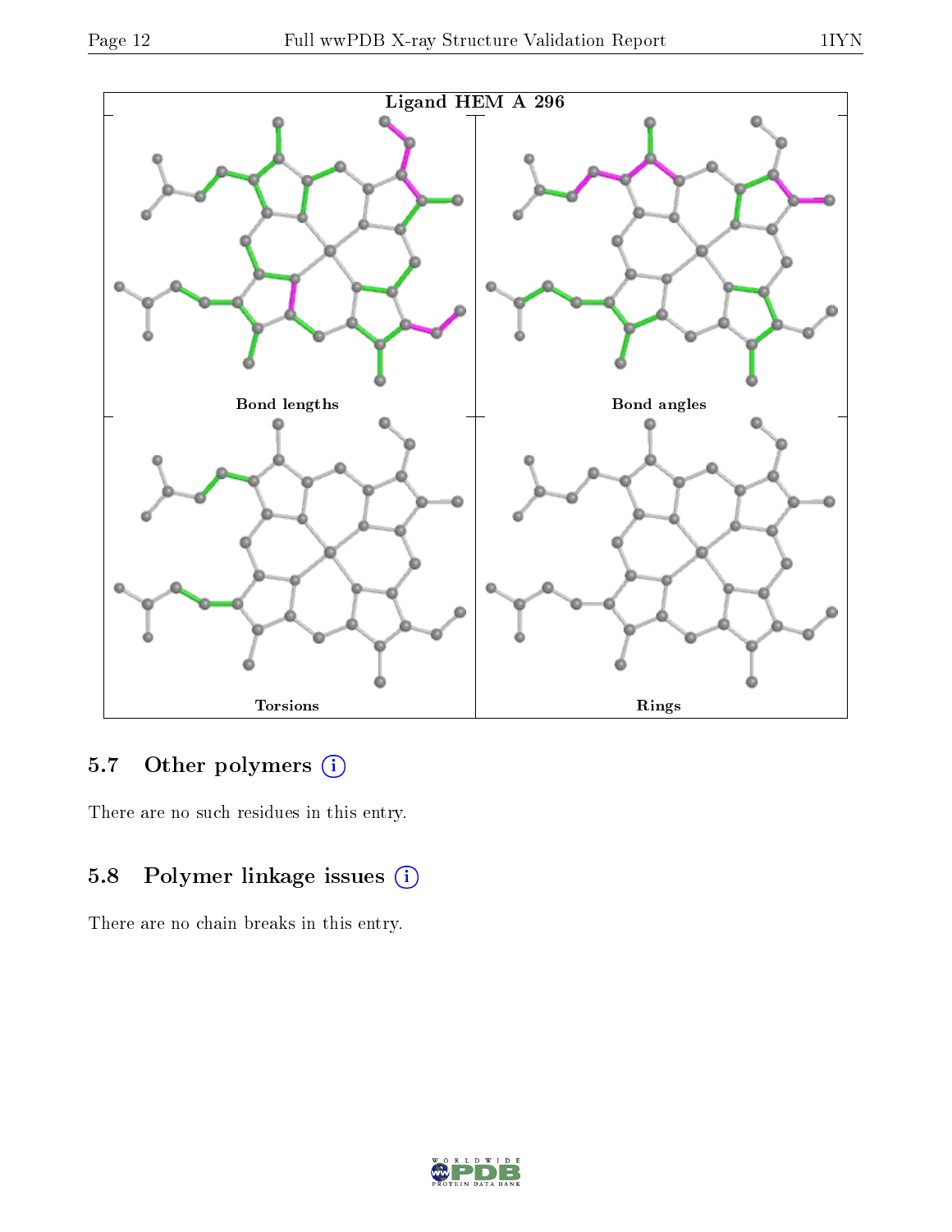Ligand HEM A 296

Bond lengths

Bond angles

Torsions

Rings

## 5.7 Other polymers (i)

There are no such residues in this entry.

## 5.8 Polymer linkage issues (i)

There are no chain breaks in this entry.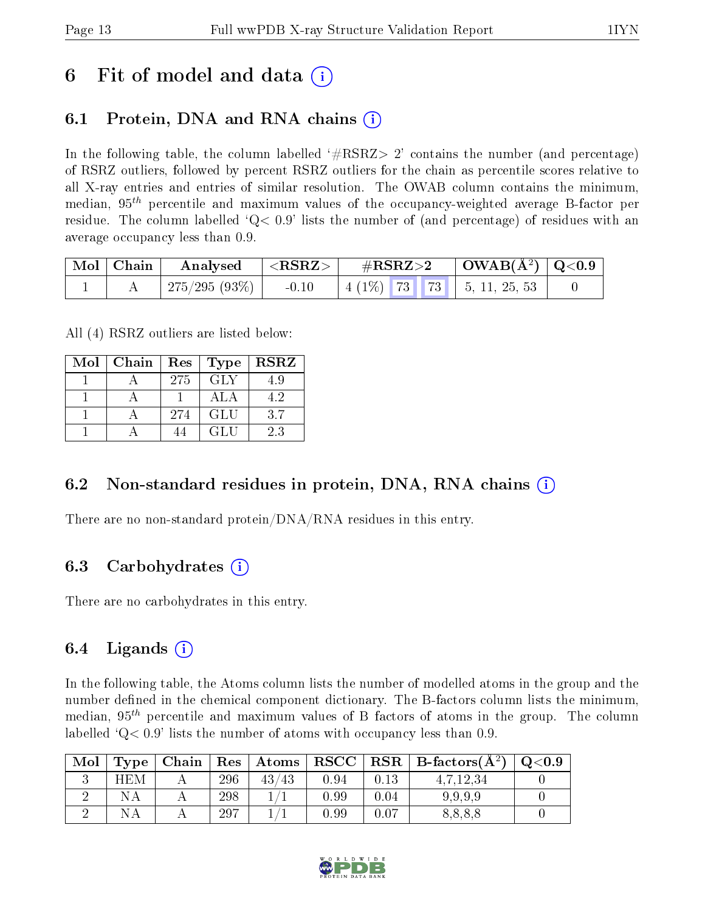# 6 Fit of model and data

## 6.1 Protein, DNA and RNA chains

In the following table, the column labelled '#RSRZ> 2' contains the number (and percentage) of RSRZ outliers, followed by percent RSRZ outliers for the chain as percentile scores relative to all X-ray entries and entries of similar resolution. The OWAB column contains the minimum, median, $95^{th}$ percentile and maximum values of the occupancy-weighted average B-factor per residue. The column labelled 'Q< 0.9' lists the number of (and percentage) of residues with an average occupancy less than 0.9.

| Mol | Chain | Analysed | <RSRZ> | #RSRZ>2 | | | OWAB(Å$^2$) | Q<0.9 |
|---|---|---|---|---|---|---|---|---|
| 1 | A | 275/295 (93%) | -0.10 | 4 (1%) | 73 | 73 | 5, 11, 25, 53 | 0 |

All (4) RSRZ outliers are listed below:

| Mol | Chain | Res | Type | RSRZ |
|---|---|---|---|---|
| 1 | A | 275 | GLY | 4.9 |
| 1 | A | 1 | ALA | 4.2 |
| 1 | A | 274 | GLU | 3.7 |
| 1 | A | 44 | GLU | 2.3 |

## 6.2 Non-standard residues in protein, DNA, RNA chains

There are no non-standard protein/DNA/RNA residues in this entry.

## 6.3 Carbohydrates

There are no carbohydrates in this entry.

## 6.4 Ligands

In the following table, the Atoms column lists the number of modelled atoms in the group and the number defined in the chemical component dictionary. The B-factors column lists the minimum, median, $95^{th}$ percentile and maximum values of B factors of atoms in the group. The column labelled 'Q< 0.9' lists the number of atoms with occupancy less than 0.9.

| Mol | Type | Chain | Res | Atoms | RSCC | RSR | B-factors(Å$^2$) | Q<0.9 |
|---|---|---|---|---|---|---|---|---|
| 3 | HEM | A | 296 | 43/43 | 0.94 | 0.13 | 4,7,12,34 | 0 |
| 2 | NA | A | 298 | 1/1 | 0.99 | 0.04 | 9,9,9,9 | 0 |
| 2 | NA | A | 297 | 1/1 | 0.99 | 0.07 | 8,8,8,8 | 0 |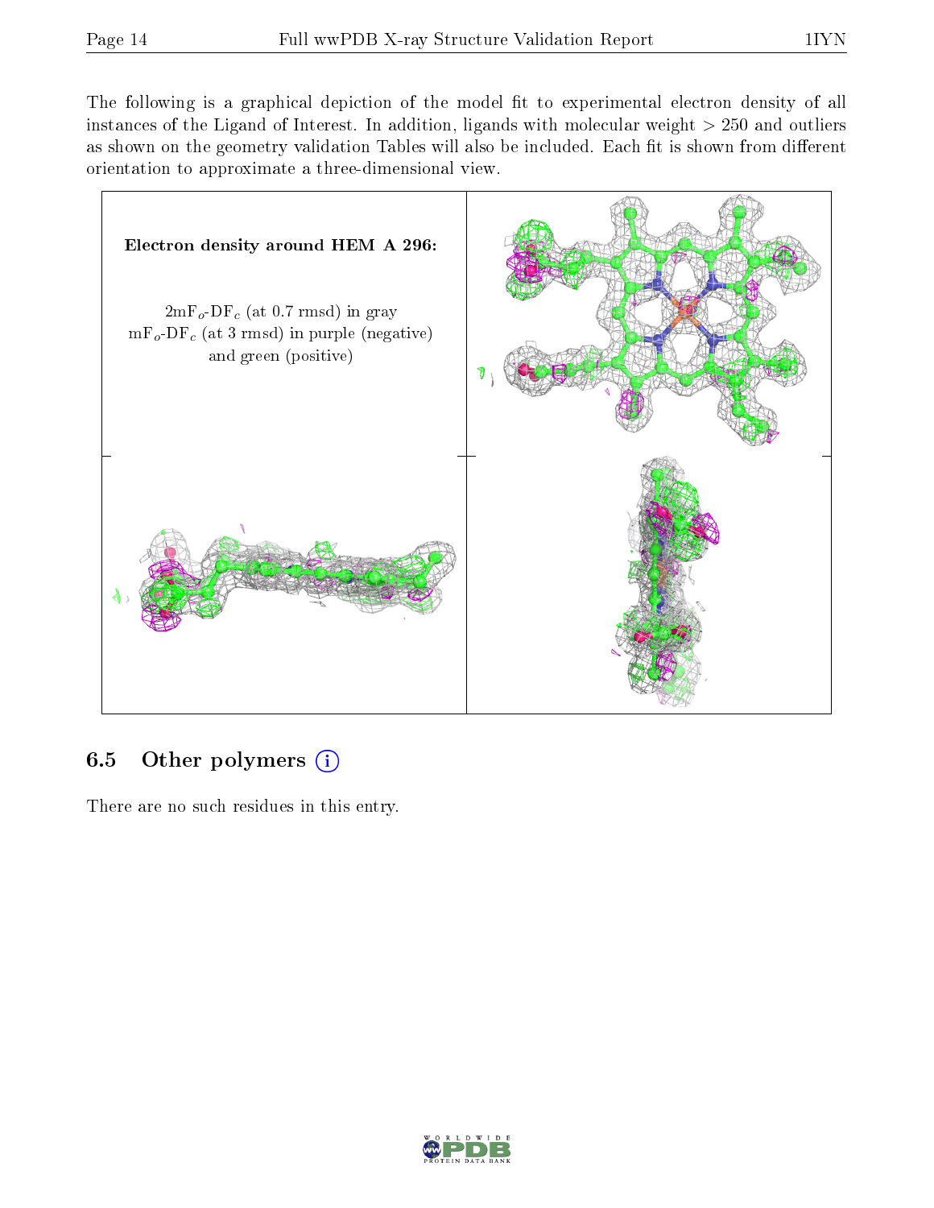The following is a graphical depiction of the model fit to experimental electron density of all instances of the Ligand of Interest. In addition, ligands with molecular weight > 250 and outliers as shown on the geometry validation Tables will also be included. Each fit is shown from different orientation to approximate a three-dimensional view.

**Electron density around HEM A 296:**

$2mF_o$-$DF_c$ (at 0.7 rmsd) in gray
$mF_o$-$DF_c$ (at 3 rmsd) in purple (negative) and green (positive)

## 6.5 Other polymers

There are no such residues in this entry.